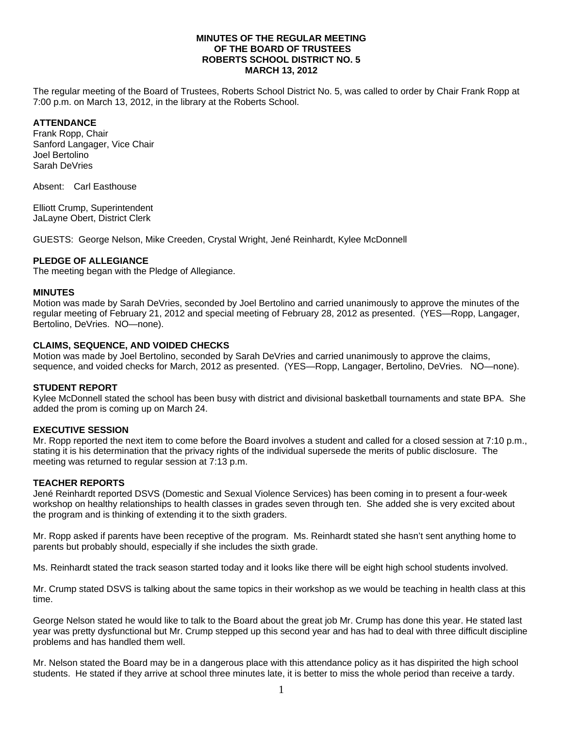**MINUTES OF THE REGULAR MEETING**
**OF THE BOARD OF TRUSTEES**
**ROBERTS SCHOOL DISTRICT NO. 5**
**MARCH 13, 2012**

The regular meeting of the Board of Trustees, Roberts School District No. 5, was called to order by Chair Frank Ropp at 7:00 p.m. on March 13, 2012, in the library at the Roberts School.

## ATTENDANCE

Frank Ropp, Chair
Sanford Langager, Vice Chair
Joel Bertolino
Sarah DeVries

Absent: Carl Easthouse

Elliott Crump, Superintendent
JaLayne Obert, District Clerk

GUESTS: George Nelson, Mike Creeden, Crystal Wright, Jené Reinhardt, Kylee McDonnell

## PLEDGE OF ALLEGIANCE

The meeting began with the Pledge of Allegiance.

## MINUTES

Motion was made by Sarah DeVries, seconded by Joel Bertolino and carried unanimously to approve the minutes of the regular meeting of February 21, 2012 and special meeting of February 28, 2012 as presented. (YES—Ropp, Langager, Bertolino, DeVries. NO—none).

## CLAIMS, SEQUENCE, AND VOIDED CHECKS

Motion was made by Joel Bertolino, seconded by Sarah DeVries and carried unanimously to approve the claims, sequence, and voided checks for March, 2012 as presented. (YES—Ropp, Langager, Bertolino, DeVries. NO—none).

## STUDENT REPORT

Kylee McDonnell stated the school has been busy with district and divisional basketball tournaments and state BPA. She added the prom is coming up on March 24.

## EXECUTIVE SESSION

Mr. Ropp reported the next item to come before the Board involves a student and called for a closed session at 7:10 p.m., stating it is his determination that the privacy rights of the individual supersede the merits of public disclosure. The meeting was returned to regular session at 7:13 p.m.

## TEACHER REPORTS

Jené Reinhardt reported DSVS (Domestic and Sexual Violence Services) has been coming in to present a four-week workshop on healthy relationships to health classes in grades seven through ten. She added she is very excited about the program and is thinking of extending it to the sixth graders.

Mr. Ropp asked if parents have been receptive of the program. Ms. Reinhardt stated she hasn't sent anything home to parents but probably should, especially if she includes the sixth grade.

Ms. Reinhardt stated the track season started today and it looks like there will be eight high school students involved.

Mr. Crump stated DSVS is talking about the same topics in their workshop as we would be teaching in health class at this time.

George Nelson stated he would like to talk to the Board about the great job Mr. Crump has done this year. He stated last year was pretty dysfunctional but Mr. Crump stepped up this second year and has had to deal with three difficult discipline problems and has handled them well.

Mr. Nelson stated the Board may be in a dangerous place with this attendance policy as it has dispirited the high school students. He stated if they arrive at school three minutes late, it is better to miss the whole period than receive a tardy.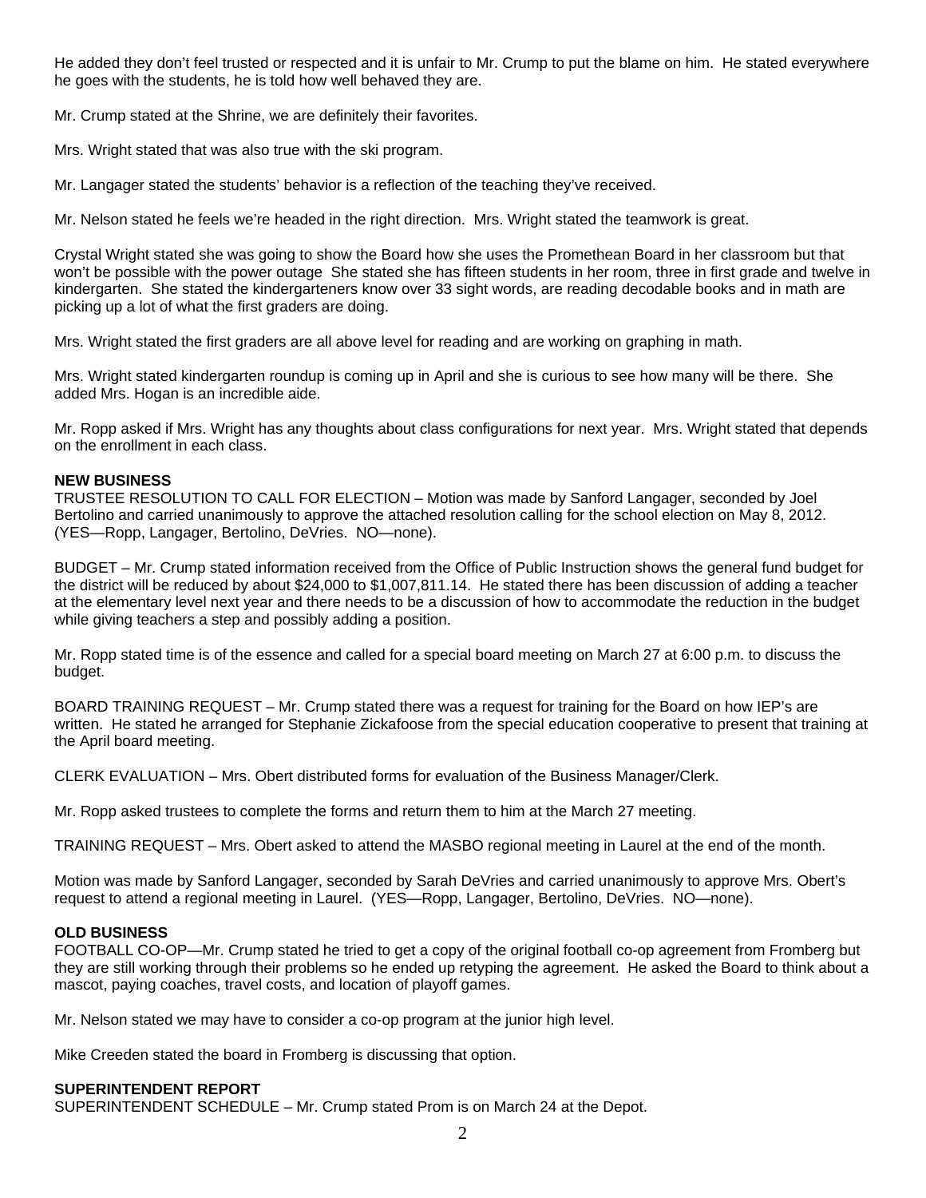He added they don't feel trusted or respected and it is unfair to Mr. Crump to put the blame on him. He stated everywhere he goes with the students, he is told how well behaved they are.

Mr. Crump stated at the Shrine, we are definitely their favorites.

Mrs. Wright stated that was also true with the ski program.

Mr. Langager stated the students' behavior is a reflection of the teaching they've received.

Mr. Nelson stated he feels we're headed in the right direction. Mrs. Wright stated the teamwork is great.

Crystal Wright stated she was going to show the Board how she uses the Promethean Board in her classroom but that won't be possible with the power outage She stated she has fifteen students in her room, three in first grade and twelve in kindergarten. She stated the kindergarteners know over 33 sight words, are reading decodable books and in math are picking up a lot of what the first graders are doing.

Mrs. Wright stated the first graders are all above level for reading and are working on graphing in math.

Mrs. Wright stated kindergarten roundup is coming up in April and she is curious to see how many will be there. She added Mrs. Hogan is an incredible aide.

Mr. Ropp asked if Mrs. Wright has any thoughts about class configurations for next year. Mrs. Wright stated that depends on the enrollment in each class.

**NEW BUSINESS**

TRUSTEE RESOLUTION TO CALL FOR ELECTION – Motion was made by Sanford Langager, seconded by Joel Bertolino and carried unanimously to approve the attached resolution calling for the school election on May 8, 2012. (YES—Ropp, Langager, Bertolino, DeVries. NO—none).

BUDGET – Mr. Crump stated information received from the Office of Public Instruction shows the general fund budget for the district will be reduced by about $24,000 to $1,007,811.14. He stated there has been discussion of adding a teacher at the elementary level next year and there needs to be a discussion of how to accommodate the reduction in the budget while giving teachers a step and possibly adding a position.

Mr. Ropp stated time is of the essence and called for a special board meeting on March 27 at 6:00 p.m. to discuss the budget.

BOARD TRAINING REQUEST – Mr. Crump stated there was a request for training for the Board on how IEP's are written. He stated he arranged for Stephanie Zickafoose from the special education cooperative to present that training at the April board meeting.

CLERK EVALUATION – Mrs. Obert distributed forms for evaluation of the Business Manager/Clerk.

Mr. Ropp asked trustees to complete the forms and return them to him at the March 27 meeting.

TRAINING REQUEST – Mrs. Obert asked to attend the MASBO regional meeting in Laurel at the end of the month.

Motion was made by Sanford Langager, seconded by Sarah DeVries and carried unanimously to approve Mrs. Obert's request to attend a regional meeting in Laurel. (YES—Ropp, Langager, Bertolino, DeVries. NO—none).

**OLD BUSINESS**

FOOTBALL CO-OP—Mr. Crump stated he tried to get a copy of the original football co-op agreement from Fromberg but they are still working through their problems so he ended up retyping the agreement. He asked the Board to think about a mascot, paying coaches, travel costs, and location of playoff games.

Mr. Nelson stated we may have to consider a co-op program at the junior high level.

Mike Creeden stated the board in Fromberg is discussing that option.

**SUPERINTENDENT REPORT**

SUPERINTENDENT SCHEDULE – Mr. Crump stated Prom is on March 24 at the Depot.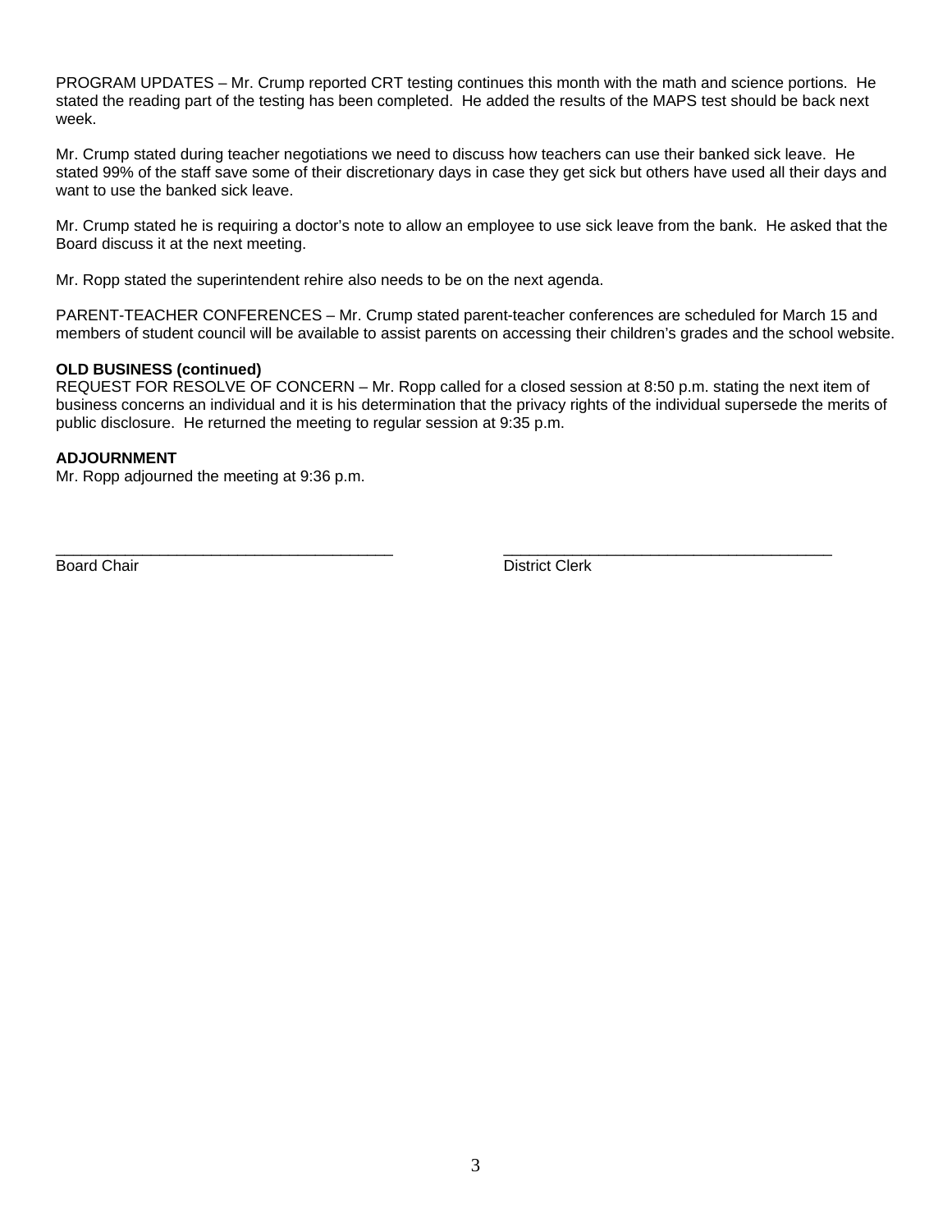PROGRAM UPDATES – Mr. Crump reported CRT testing continues this month with the math and science portions. He stated the reading part of the testing has been completed. He added the results of the MAPS test should be back next week.

Mr. Crump stated during teacher negotiations we need to discuss how teachers can use their banked sick leave. He stated 99% of the staff save some of their discretionary days in case they get sick but others have used all their days and want to use the banked sick leave.

Mr. Crump stated he is requiring a doctor's note to allow an employee to use sick leave from the bank. He asked that the Board discuss it at the next meeting.

Mr. Ropp stated the superintendent rehire also needs to be on the next agenda.

PARENT-TEACHER CONFERENCES – Mr. Crump stated parent-teacher conferences are scheduled for March 15 and members of student council will be available to assist parents on accessing their children's grades and the school website.

**OLD BUSINESS (continued)**

REQUEST FOR RESOLVE OF CONCERN – Mr. Ropp called for a closed session at 8:50 p.m. stating the next item of business concerns an individual and it is his determination that the privacy rights of the individual supersede the merits of public disclosure. He returned the meeting to regular session at 9:35 p.m.

**ADJOURNMENT**

Mr. Ropp adjourned the meeting at 9:36 p.m.

\_\_\_\_\_\_\_\_\_\_\_\_\_\_\_\_\_\_\_\_\_\_\_\_\_\_\_\_\_\_\_\_\_\_\_\_\_\_\_\_
Board Chair

\_\_\_\_\_\_\_\_\_\_\_\_\_\_\_\_\_\_\_\_\_\_\_\_\_\_\_\_\_\_\_\_\_\_\_\_\_\_\_\_
District Clerk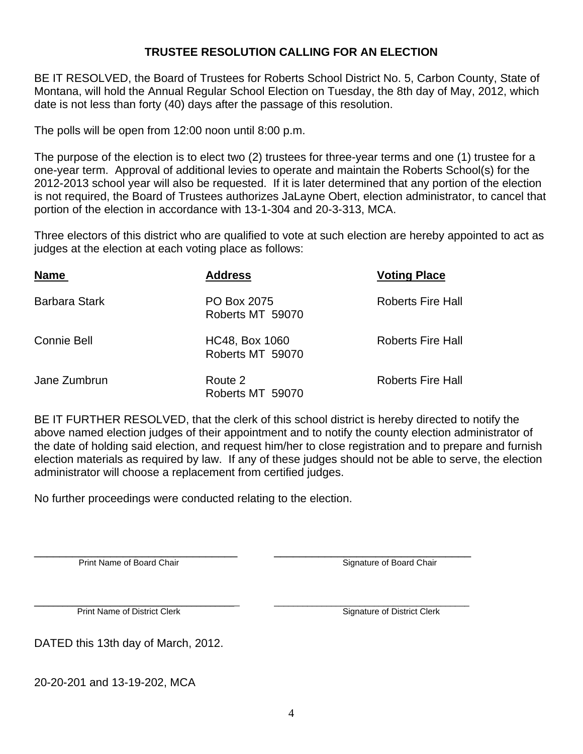# TRUSTEE RESOLUTION CALLING FOR AN ELECTION

BE IT RESOLVED, the Board of Trustees for Roberts School District No. 5, Carbon County, State of Montana, will hold the Annual Regular School Election on Tuesday, the 8th day of May, 2012, which date is not less than forty (40) days after the passage of this resolution.

The polls will be open from 12:00 noon until 8:00 p.m.

The purpose of the election is to elect two (2) trustees for three-year terms and one (1) trustee for a one-year term. Approval of additional levies to operate and maintain the Roberts School(s) for the 2012-2013 school year will also be requested. If it is later determined that any portion of the election is not required, the Board of Trustees authorizes JaLayne Obert, election administrator, to cancel that portion of the election in accordance with 13-1-304 and 20-3-313, MCA.

Three electors of this district who are qualified to vote at such election are hereby appointed to act as judges at the election at each voting place as follows:

| Name | Address | Voting Place |
|---|---|---|
| Barbara Stark | PO Box 2075<br>Roberts MT 59070 | Roberts Fire Hall |
| Connie Bell | HC48, Box 1060<br>Roberts MT 59070 | Roberts Fire Hall |
| Jane Zumbrun | Route 2<br>Roberts MT 59070 | Roberts Fire Hall |

BE IT FURTHER RESOLVED, that the clerk of this school district is hereby directed to notify the above named election judges of their appointment and to notify the county election administrator of the date of holding said election, and request him/her to close registration and to prepare and furnish election materials as required by law. If any of these judges should not be able to serve, the election administrator will choose a replacement from certified judges.

No further proceedings were conducted relating to the election.

\_\_\_\_\_\_\_\_\_\_\_\_\_\_\_\_\_\_\_\_\_\_\_\_\_\_\_\_\_\_ \_\_\_\_\_\_\_\_\_\_\_\_\_\_\_\_\_\_\_\_\_\_\_\_\_\_\_\_\_\_
Print Name of Board Chair Signature of Board Chair

\_\_\_\_\_\_\_\_\_\_\_\_\_\_\_\_\_\_\_\_\_\_\_\_\_\_\_\_\_\_ \_\_\_\_\_\_\_\_\_\_\_\_\_\_\_\_\_\_\_\_\_\_\_\_\_\_\_\_\_\_
Print Name of District Clerk Signature of District Clerk

DATED this 13th day of March, 2012.

20-20-201 and 13-19-202, MCA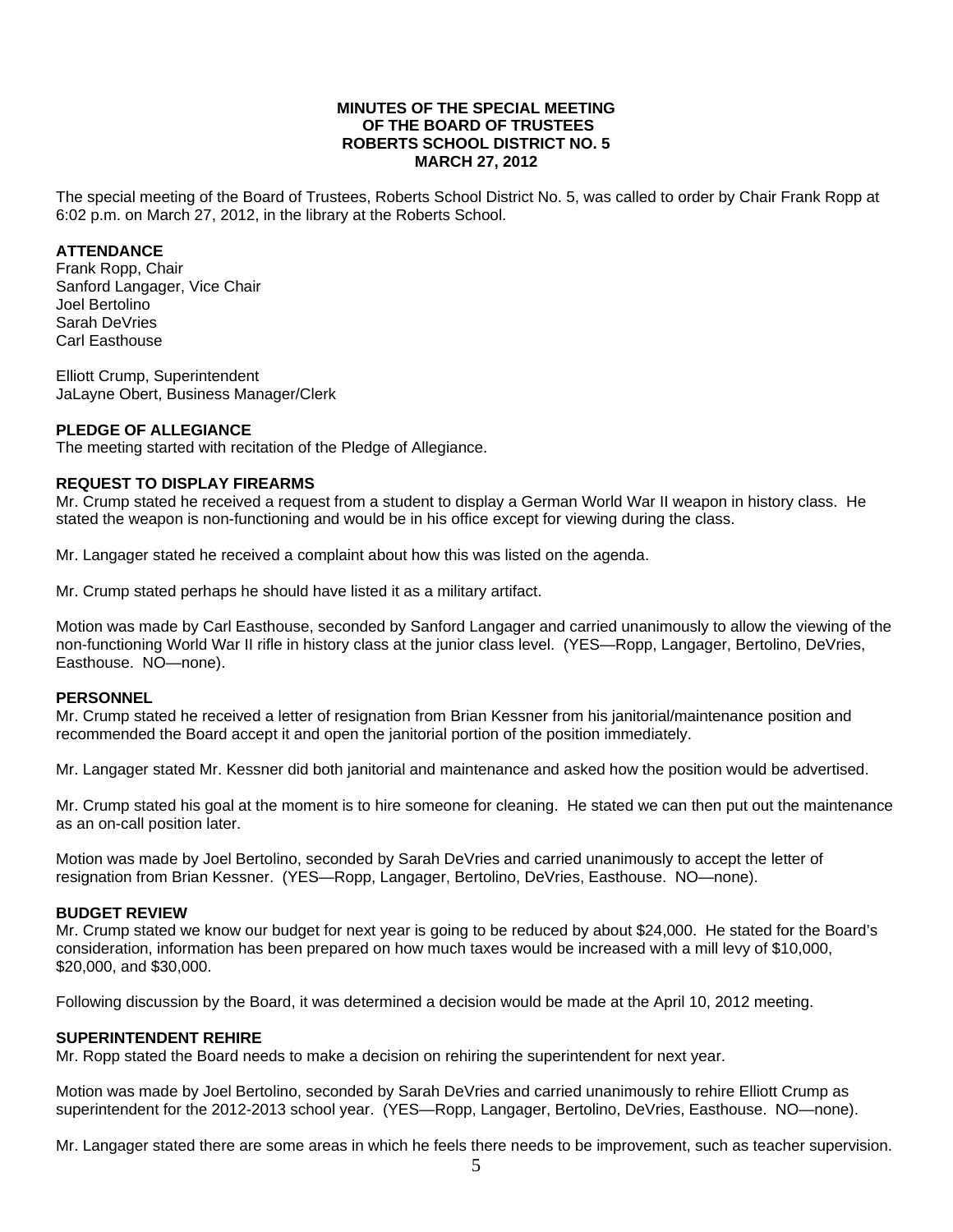**MINUTES OF THE SPECIAL MEETING**
**OF THE BOARD OF TRUSTEES**
**ROBERTS SCHOOL DISTRICT NO. 5**
**MARCH 27, 2012**

The special meeting of the Board of Trustees, Roberts School District No. 5, was called to order by Chair Frank Ropp at 6:02 p.m. on March 27, 2012, in the library at the Roberts School.

**ATTENDANCE**

Frank Ropp, Chair
Sanford Langager, Vice Chair
Joel Bertolino
Sarah DeVries
Carl Easthouse

Elliott Crump, Superintendent
JaLayne Obert, Business Manager/Clerk

**PLEDGE OF ALLEGIANCE**

The meeting started with recitation of the Pledge of Allegiance.

**REQUEST TO DISPLAY FIREARMS**

Mr. Crump stated he received a request from a student to display a German World War II weapon in history class. He stated the weapon is non-functioning and would be in his office except for viewing during the class.

Mr. Langager stated he received a complaint about how this was listed on the agenda.

Mr. Crump stated perhaps he should have listed it as a military artifact.

Motion was made by Carl Easthouse, seconded by Sanford Langager and carried unanimously to allow the viewing of the non-functioning World War II rifle in history class at the junior class level. (YES—Ropp, Langager, Bertolino, DeVries, Easthouse. NO—none).

**PERSONNEL**

Mr. Crump stated he received a letter of resignation from Brian Kessner from his janitorial/maintenance position and recommended the Board accept it and open the janitorial portion of the position immediately.

Mr. Langager stated Mr. Kessner did both janitorial and maintenance and asked how the position would be advertised.

Mr. Crump stated his goal at the moment is to hire someone for cleaning. He stated we can then put out the maintenance as an on-call position later.

Motion was made by Joel Bertolino, seconded by Sarah DeVries and carried unanimously to accept the letter of resignation from Brian Kessner. (YES—Ropp, Langager, Bertolino, DeVries, Easthouse. NO—none).

**BUDGET REVIEW**

Mr. Crump stated we know our budget for next year is going to be reduced by about $24,000. He stated for the Board's consideration, information has been prepared on how much taxes would be increased with a mill levy of $10,000, $20,000, and $30,000.

Following discussion by the Board, it was determined a decision would be made at the April 10, 2012 meeting.

**SUPERINTENDENT REHIRE**

Mr. Ropp stated the Board needs to make a decision on rehiring the superintendent for next year.

Motion was made by Joel Bertolino, seconded by Sarah DeVries and carried unanimously to rehire Elliott Crump as superintendent for the 2012-2013 school year. (YES—Ropp, Langager, Bertolino, DeVries, Easthouse. NO—none).

Mr. Langager stated there are some areas in which he feels there needs to be improvement, such as teacher supervision.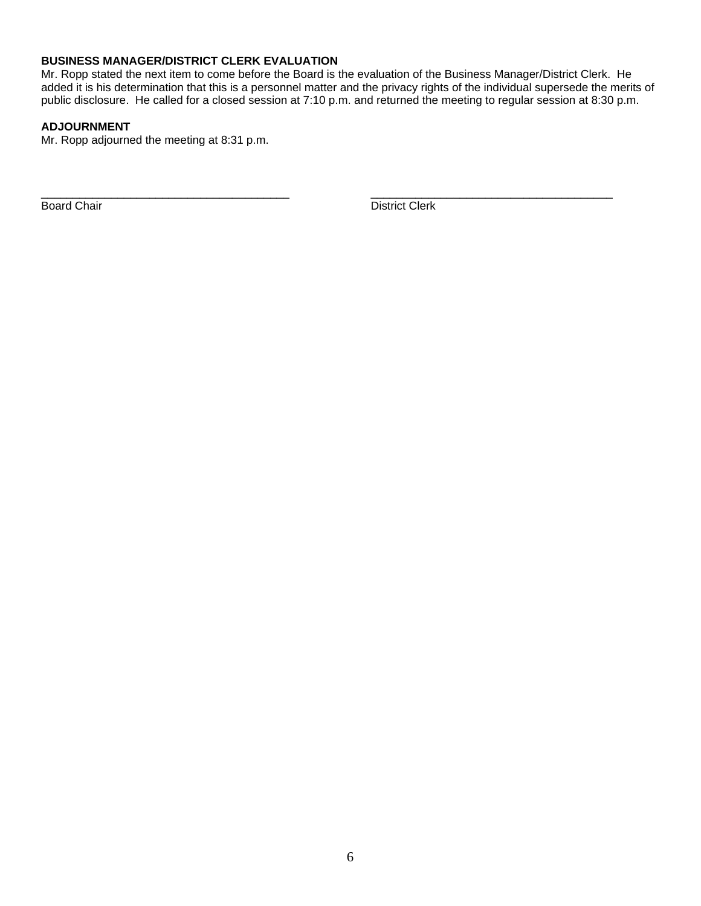**BUSINESS MANAGER/DISTRICT CLERK EVALUATION**
Mr. Ropp stated the next item to come before the Board is the evaluation of the Business Manager/District Clerk. He added it is his determination that this is a personnel matter and the privacy rights of the individual supersede the merits of public disclosure. He called for a closed session at 7:10 p.m. and returned the meeting to regular session at 8:30 p.m.

**ADJOURNMENT**
Mr. Ropp adjourned the meeting at 8:31 p.m.

_______________________________________
Board Chair

_______________________________________
District Clerk